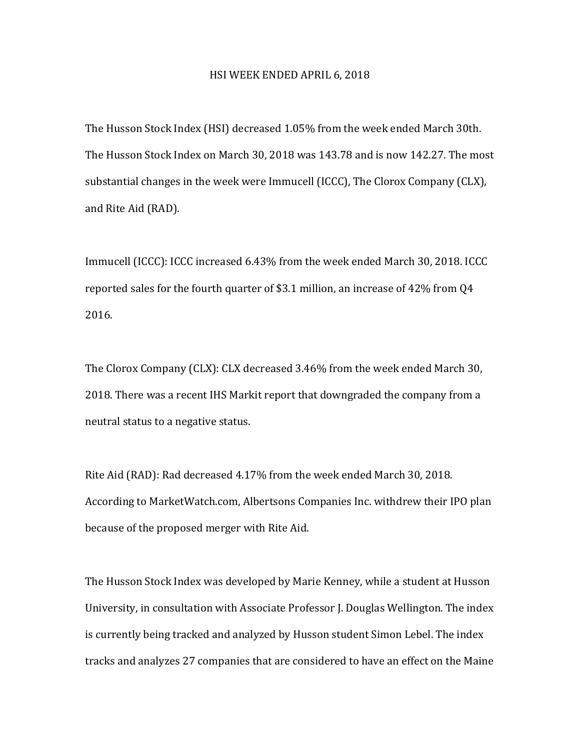# HSI WEEK ENDED APRIL 6, 2018

The Husson Stock Index (HSI) decreased 1.05% from the week ended March 30th. The Husson Stock Index on March 30, 2018 was 143.78 and is now 142.27. The most substantial changes in the week were Immucell (ICCC), The Clorox Company (CLX), and Rite Aid (RAD).

Immucell (ICCC): ICCC increased 6.43% from the week ended March 30, 2018. ICCC reported sales for the fourth quarter of $3.1 million, an increase of 42% from Q4 2016.

The Clorox Company (CLX): CLX decreased 3.46% from the week ended March 30, 2018. There was a recent IHS Markit report that downgraded the company from a neutral status to a negative status.

Rite Aid (RAD): Rad decreased 4.17% from the week ended March 30, 2018. According to MarketWatch.com, Albertsons Companies Inc. withdrew their IPO plan because of the proposed merger with Rite Aid.

The Husson Stock Index was developed by Marie Kenney, while a student at Husson University, in consultation with Associate Professor J. Douglas Wellington. The index is currently being tracked and analyzed by Husson student Simon Lebel. The index tracks and analyzes 27 companies that are considered to have an effect on the Maine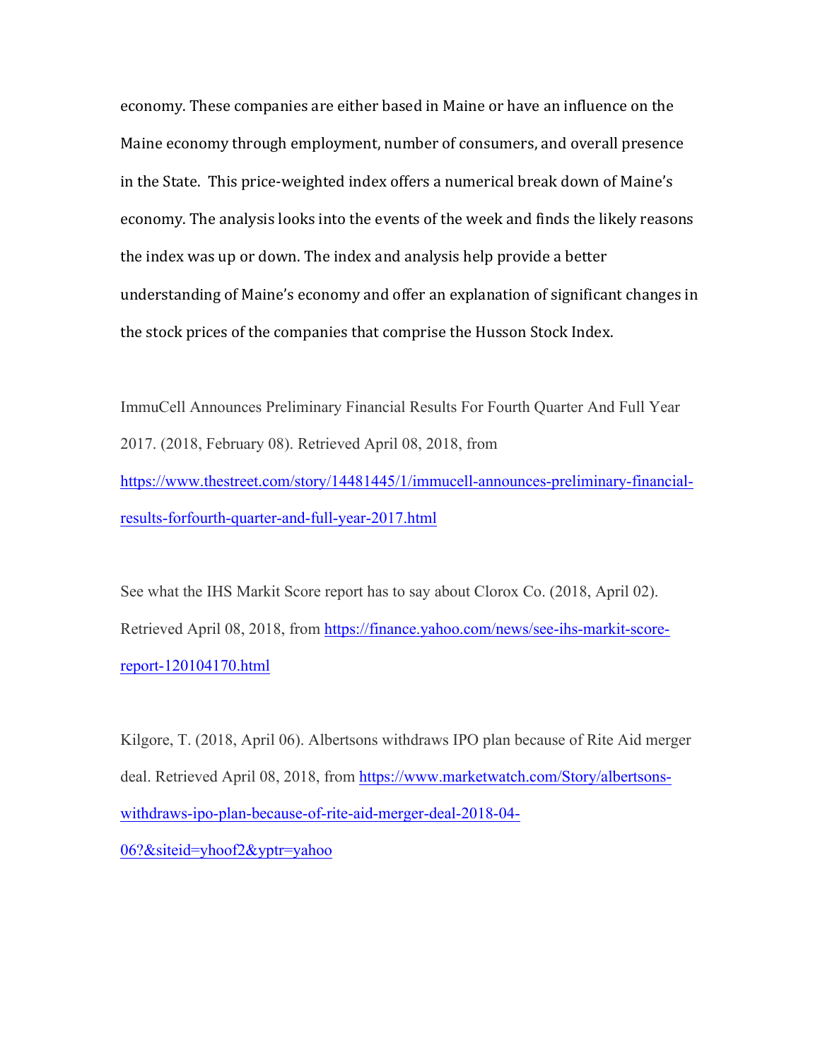economy. These companies are either based in Maine or have an influence on the Maine economy through employment, number of consumers, and overall presence in the State. This price-weighted index offers a numerical break down of Maine's economy. The analysis looks into the events of the week and finds the likely reasons the index was up or down. The index and analysis help provide a better understanding of Maine's economy and offer an explanation of significant changes in the stock prices of the companies that comprise the Husson Stock Index.

ImmuCell Announces Preliminary Financial Results For Fourth Quarter And Full Year 2017. (2018, February 08). Retrieved April 08, 2018, from https://www.thestreet.com/story/14481445/1/immucell-announces-preliminary-financial-results-forfourth-quarter-and-full-year-2017.html

See what the IHS Markit Score report has to say about Clorox Co. (2018, April 02). Retrieved April 08, 2018, from https://finance.yahoo.com/news/see-ihs-markit-score-report-120104170.html

Kilgore, T. (2018, April 06). Albertsons withdraws IPO plan because of Rite Aid merger deal. Retrieved April 08, 2018, from https://www.marketwatch.com/Story/albertsons-withdraws-ipo-plan-because-of-rite-aid-merger-deal-2018-04-06?&siteid=yhoof2&yptr=yahoo